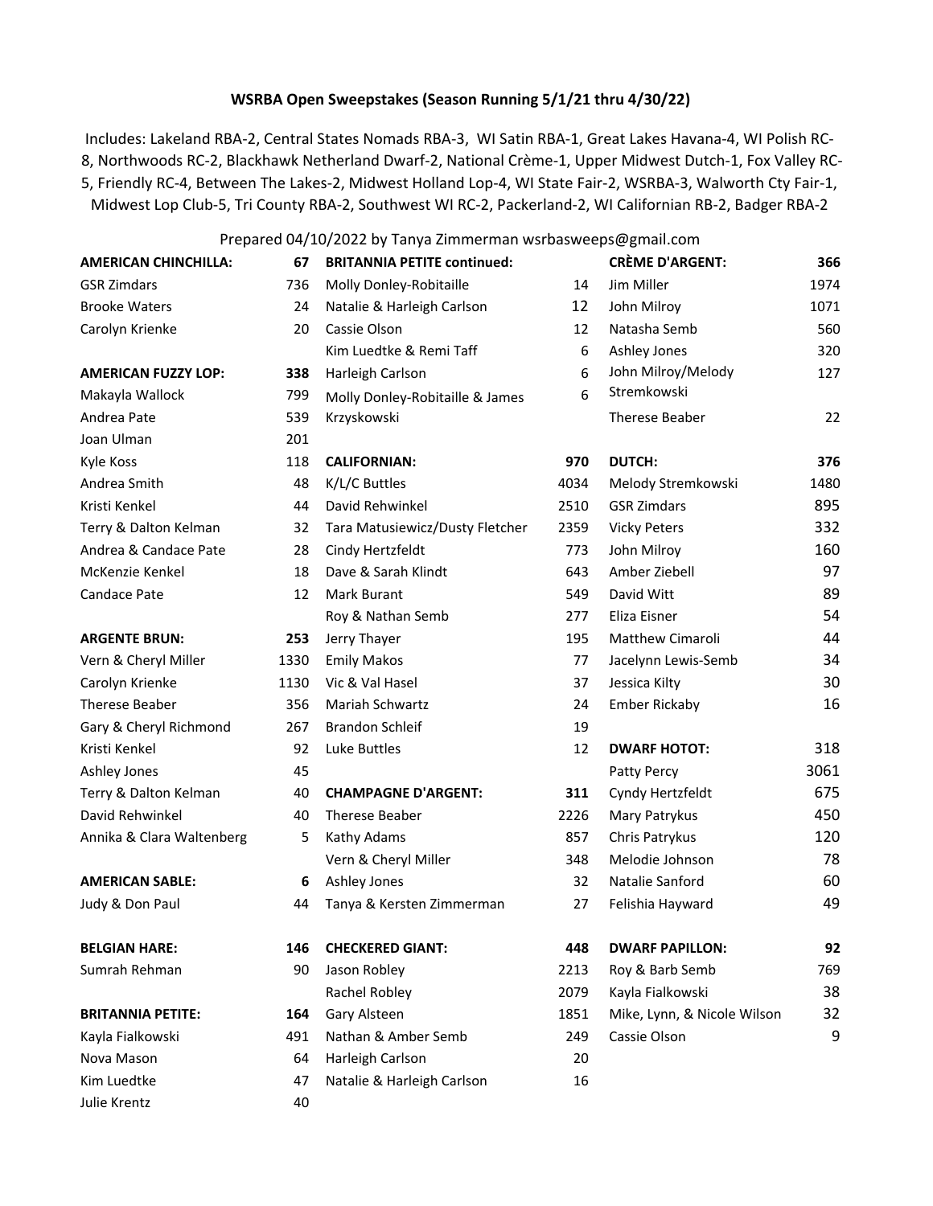## WSRBA Open Sweepstakes (Season Running 5/1/21 thru 4/30/22)

Includes: Lakeland RBA-2, Central States Nomads RBA-3, WI Satin RBA-1, Great Lakes Havana-4, WI Polish RC-8, Northwoods RC-2, Blackhawk Netherland Dwarf-2, National Crème-1, Upper Midwest Dutch-1, Fox Valley RC-5, Friendly RC-4, Between The Lakes-2, Midwest Holland Lop-4, WI State Fair-2, WSRBA-3, Walworth Cty Fair-1, Midwest Lop Club-5, Tri County RBA-2, Southwest WI RC-2, Packerland-2, WI Californian RB-2, Badger RBA-2

Prepared 04/10/2022 by Tanya Zimmerman wsrbasweeps@gmail.com

| **AMERICAN CHINCHILLA:** | **67** |
|---|---|
| GSR Zimdars | 736 |
| Brooke Waters | 24 |
| Carolyn Krienke | 20 |

| **AMERICAN FUZZY LOP:** | **338** |
|---|---|
| Makayla Wallock | 799 |
| Andrea Pate | 539 |
| Joan Ulman | 201 |
| Kyle Koss | 118 |
| Andrea Smith | 48 |
| Kristi Kenkel | 44 |
| Terry & Dalton Kelman | 32 |
| Andrea & Candace Pate | 28 |
| McKenzie Kenkel | 18 |
| Candace Pate | 12 |

| **ARGENTE BRUN:** | **253** |
|---|---|
| Vern & Cheryl Miller | 1330 |
| Carolyn Krienke | 1130 |
| Therese Beaber | 356 |
| Gary & Cheryl Richmond | 267 |
| Kristi Kenkel | 92 |
| Ashley Jones | 45 |
| Terry & Dalton Kelman | 40 |
| David Rehwinkel | 40 |
| Annika & Clara Waltenberg | 5 |

| **AMERICAN SABLE:** | **6** |
|---|---|
| Judy & Don Paul | 44 |

| **BELGIAN HARE:** | **146** |
|---|---|
| Sumrah Rehman | 90 |

| **BRITANNIA PETITE:** | **164** |
|---|---|
| Kayla Fialkowski | 491 |
| Nova Mason | 64 |
| Kim Luedtke | 47 |
| Julie Krentz | 40 |
| Molly Donley-Robitaille | 14 |
| Natalie & Harleigh Carlson | 12 |
| Cassie Olson | 12 |
| Kim Luedtke & Remi Taff | 6 |
| Harleigh Carlson | 6 |
| Molly Donley-Robitaille & James Krzyskowski | 6 |

| **CALIFORNIAN:** | **970** |
|---|---|
| K/L/C Buttles | 4034 |
| David Rehwinkel | 2510 |
| Tara Matusiewicz/Dusty Fletcher | 2359 |
| Cindy Hertzfeldt | 773 |
| Dave & Sarah Klindt | 643 |
| Mark Burant | 549 |
| Roy & Nathan Semb | 277 |
| Jerry Thayer | 195 |
| Emily Makos | 77 |
| Vic & Val Hasel | 37 |
| Mariah Schwartz | 24 |
| Brandon Schleif | 19 |
| Luke Buttles | 12 |

| **CHAMPAGNE D'ARGENT:** | **311** |
|---|---|
| Therese Beaber | 2226 |
| Kathy Adams | 857 |
| Vern & Cheryl Miller | 348 |
| Ashley Jones | 32 |
| Tanya & Kersten Zimmerman | 27 |

| **CHECKERED GIANT:** | **448** |
|---|---|
| Jason Robley | 2213 |
| Rachel Robley | 2079 |
| Gary Alsteen | 1851 |
| Nathan & Amber Semb | 249 |
| Harleigh Carlson | 20 |
| Natalie & Harleigh Carlson | 16 |

| **CRÈME D'ARGENT:** | **366** |
|---|---|
| Jim Miller | 1974 |
| John Milroy | 1071 |
| Natasha Semb | 560 |
| Ashley Jones | 320 |
| John Milroy/Melody Stremkowski | 127 |
| Therese Beaber | 22 |

| **DUTCH:** | **376** |
|---|---|
| Melody Stremkowski | 1480 |
| GSR Zimdars | 895 |
| Vicky Peters | 332 |
| John Milroy | 160 |
| Amber Ziebell | 97 |
| David Witt | 89 |
| Eliza Eisner | 54 |
| Matthew Cimaroli | 44 |
| Jacelynn Lewis-Semb | 34 |
| Jessica Kilty | 30 |
| Ember Rickaby | 16 |

| **DWARF HOTOT:** | **318** |
|---|---|
| Patty Percy | 3061 |
| Cyndy Hertzfeldt | 675 |
| Mary Patrykus | 450 |
| Chris Patrykus | 120 |
| Melodie Johnson | 78 |
| Natalie Sanford | 60 |
| Felishia Hayward | 49 |

| **DWARF PAPILLON:** | **92** |
|---|---|
| Roy & Barb Semb | 769 |
| Kayla Fialkowski | 38 |
| Mike, Lynn, & Nicole Wilson | 32 |
| Cassie Olson | 9 |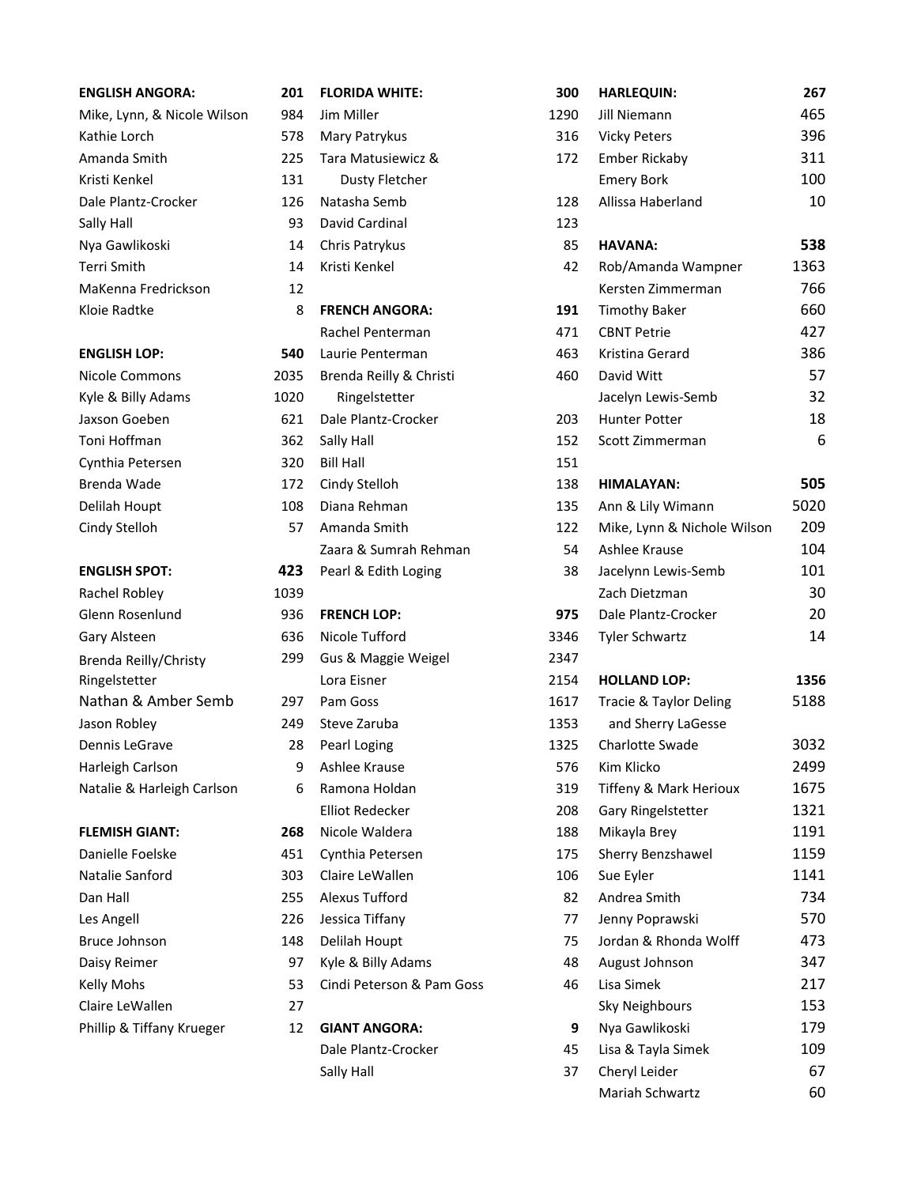| ENGLISH ANGORA: | 201 |
|---|---|
| Mike, Lynn, & Nicole Wilson | 984 |
| Kathie Lorch | 578 |
| Amanda Smith | 225 |
| Kristi Kenkel | 131 |
| Dale Plantz-Crocker | 126 |
| Sally Hall | 93 |
| Nya Gawlikoski | 14 |
| Terri Smith | 14 |
| MaKenna Fredrickson | 12 |
| Kloie Radtke | 8 |

| ENGLISH LOP: | 540 |
|---|---|
| Nicole Commons | 2035 |
| Kyle & Billy Adams | 1020 |
| Jaxson Goeben | 621 |
| Toni Hoffman | 362 |
| Cynthia Petersen | 320 |
| Brenda Wade | 172 |
| Delilah Houpt | 108 |
| Cindy Stelloh | 57 |

| ENGLISH SPOT: | 423 |
|---|---|
| Rachel Robley | 1039 |
| Glenn Rosenlund | 936 |
| Gary Alsteen | 636 |
| Brenda Reilly/Christy Ringelstetter | 299 |
| Nathan & Amber Semb | 297 |
| Jason Robley | 249 |
| Dennis LeGrave | 28 |
| Harleigh Carlson | 9 |
| Natalie & Harleigh Carlson | 6 |

| FLEMISH GIANT: | 268 |
|---|---|
| Danielle Foelske | 451 |
| Natalie Sanford | 303 |
| Dan Hall | 255 |
| Les Angell | 226 |
| Bruce Johnson | 148 |
| Daisy Reimer | 97 |
| Kelly Mohs | 53 |
| Claire LeWallen | 27 |
| Phillip & Tiffany Krueger | 12 |

| FLORIDA WHITE: | 300 |
|---|---|
| Jim Miller | 1290 |
| Mary Patrykus | 316 |
| Tara Matusiewicz & Dusty Fletcher | 172 |
| Natasha Semb | 128 |
| David Cardinal | 123 |
| Chris Patrykus | 85 |
| Kristi Kenkel | 42 |

| FRENCH ANGORA: | 191 |
|---|---|
| Rachel Penterman | 471 |
| Laurie Penterman | 463 |
| Brenda Reilly & Christi Ringelstetter | 460 |
| Dale Plantz-Crocker | 203 |
| Sally Hall | 152 |
| Bill Hall | 151 |
| Cindy Stelloh | 138 |
| Diana Rehman | 135 |
| Amanda Smith | 122 |
| Zaara & Sumrah Rehman | 54 |
| Pearl & Edith Loging | 38 |

| FRENCH LOP: | 975 |
|---|---|
| Nicole Tufford | 3346 |
| Gus & Maggie Weigel | 2347 |
| Lora Eisner | 2154 |
| Pam Goss | 1617 |
| Steve Zaruba | 1353 |
| Pearl Loging | 1325 |
| Ashlee Krause | 576 |
| Ramona Holdan | 319 |
| Elliot Redecker | 208 |
| Nicole Waldera | 188 |
| Cynthia Petersen | 175 |
| Claire LeWallen | 106 |
| Alexus Tufford | 82 |
| Jessica Tiffany | 77 |
| Delilah Houpt | 75 |
| Kyle & Billy Adams | 48 |
| Cindi Peterson & Pam Goss | 46 |

| GIANT ANGORA: | 9 |
|---|---|
| Dale Plantz-Crocker | 45 |
| Sally Hall | 37 |

| HARLEQUIN: | 267 |
|---|---|
| Jill Niemann | 465 |
| Vicky Peters | 396 |
| Ember Rickaby | 311 |
| Emery Bork | 100 |
| Allissa Haberland | 10 |

| HAVANA: | 538 |
|---|---|
| Rob/Amanda Wampner | 1363 |
| Kersten Zimmerman | 766 |
| Timothy Baker | 660 |
| CBNT Petrie | 427 |
| Kristina Gerard | 386 |
| David Witt | 57 |
| Jacelyn Lewis-Semb | 32 |
| Hunter Potter | 18 |
| Scott Zimmerman | 6 |

| HIMALAYAN: | 505 |
|---|---|
| Ann & Lily Wimann | 5020 |
| Mike, Lynn & Nichole Wilson | 209 |
| Ashlee Krause | 104 |
| Jacelynn Lewis-Semb | 101 |
| Zach Dietzman | 30 |
| Dale Plantz-Crocker | 20 |
| Tyler Schwartz | 14 |

| HOLLAND LOP: | 1356 |
|---|---|
| Tracie & Taylor Deling and Sherry LaGesse | 5188 |
| Charlotte Swade | 3032 |
| Kim Klicko | 2499 |
| Tiffeny & Mark Herioux | 1675 |
| Gary Ringelstetter | 1321 |
| Mikayla Brey | 1191 |
| Sherry Benzshawel | 1159 |
| Sue Eyler | 1141 |
| Andrea Smith | 734 |
| Jenny Poprawski | 570 |
| Jordan & Rhonda Wolff | 473 |
| August Johnson | 347 |
| Lisa Simek | 217 |
| Sky Neighbours | 153 |
| Nya Gawlikoski | 179 |
| Lisa & Tayla Simek | 109 |
| Cheryl Leider | 67 |
| Mariah Schwartz | 60 |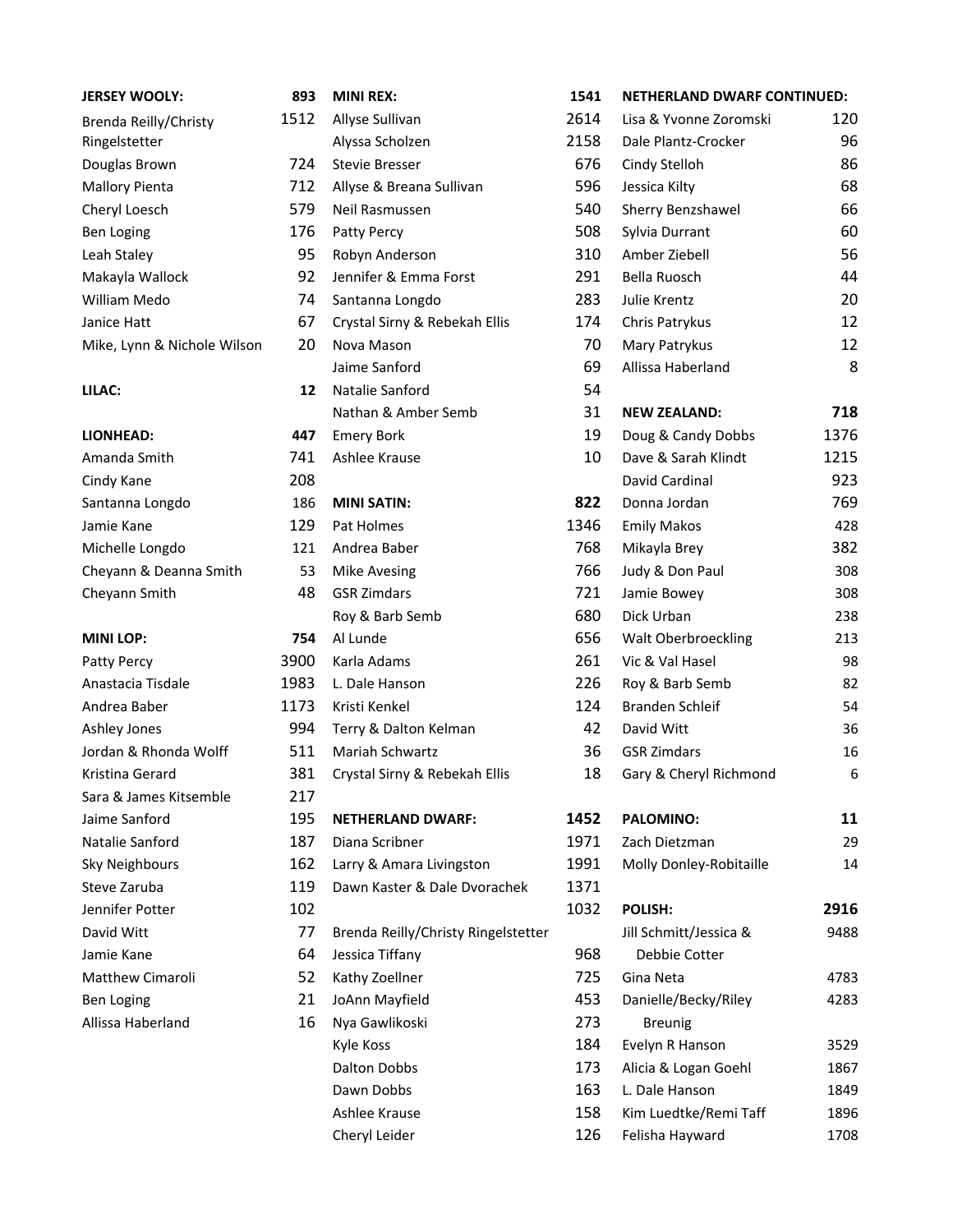| JERSEY WOOLY: | 893 |
|---|---|
| Brenda Reilly/Christy Ringelstetter | 1512 |
| Douglas Brown | 724 |
| Mallory Pienta | 712 |
| Cheryl Loesch | 579 |
| Ben Loging | 176 |
| Leah Staley | 95 |
| Makayla Wallock | 92 |
| William Medo | 74 |
| Janice Hatt | 67 |
| Mike, Lynn & Nichole Wilson | 20 |

| LILAC: | 12 |
|---|---|

| LIONHEAD: | 447 |
|---|---|
| Amanda Smith | 741 |
| Cindy Kane | 208 |
| Santanna Longdo | 186 |
| Jamie Kane | 129 |
| Michelle Longdo | 121 |
| Cheyann & Deanna Smith | 53 |
| Cheyann Smith | 48 |

| MINI LOP: | 754 |
|---|---|
| Patty Percy | 3900 |
| Anastacia Tisdale | 1983 |
| Andrea Baber | 1173 |
| Ashley Jones | 994 |
| Jordan & Rhonda Wolff | 511 |
| Kristina Gerard | 381 |
| Sara & James Kitsemble | 217 |
| Jaime Sanford | 195 |
| Natalie Sanford | 187 |
| Sky Neighbours | 162 |
| Steve Zaruba | 119 |
| Jennifer Potter | 102 |
| David Witt | 77 |
| Jamie Kane | 64 |
| Matthew Cimaroli | 52 |
| Ben Loging | 21 |
| Allissa Haberland | 16 |

| MINI REX: | 1541 |
|---|---|
| Allyse Sullivan | 2614 |
| Alyssa Scholzen | 2158 |
| Stevie Bresser | 676 |
| Allyse & Breana Sullivan | 596 |
| Neil Rasmussen | 540 |
| Patty Percy | 508 |
| Robyn Anderson | 310 |
| Jennifer & Emma Forst | 291 |
| Santanna Longdo | 283 |
| Crystal Sirny & Rebekah Ellis | 174 |
| Nova Mason | 70 |
| Jaime Sanford | 69 |
| Natalie Sanford | 54 |
| Nathan & Amber Semb | 31 |
| Emery Bork | 19 |
| Ashlee Krause | 10 |

| MINI SATIN: | 822 |
|---|---|
| Pat Holmes | 1346 |
| Andrea Baber | 768 |
| Mike Avesing | 766 |
| GSR Zimdars | 721 |
| Roy & Barb Semb | 680 |
| Al Lunde | 656 |
| Karla Adams | 261 |
| L. Dale Hanson | 226 |
| Kristi Kenkel | 124 |
| Terry & Dalton Kelman | 42 |
| Mariah Schwartz | 36 |
| Crystal Sirny & Rebekah Ellis | 18 |

| NETHERLAND DWARF: | 1452 |
|---|---|
| Diana Scribner | 1971 |
| Larry & Amara Livingston | 1991 |
| Dawn Kaster & Dale Dvorachek | 1371 |
| | 1032 |
| Brenda Reilly/Christy Ringelstetter | |
| Jessica Tiffany | 968 |
| Kathy Zoellner | 725 |
| JoAnn Mayfield | 453 |
| Nya Gawlikoski | 273 |
| Kyle Koss | 184 |
| Dalton Dobbs | 173 |
| Dawn Dobbs | 163 |
| Ashlee Krause | 158 |
| Cheryl Leider | 126 |

| NETHERLAND DWARF CONTINUED: | |
|---|---|
| Lisa & Yvonne Zoromski | 120 |
| Dale Plantz-Crocker | 96 |
| Cindy Stelloh | 86 |
| Jessica Kilty | 68 |
| Sherry Benzshawel | 66 |
| Sylvia Durrant | 60 |
| Amber Ziebell | 56 |
| Bella Ruosch | 44 |
| Julie Krentz | 20 |
| Chris Patrykus | 12 |
| Mary Patrykus | 12 |
| Allissa Haberland | 8 |

| NEW ZEALAND: | 718 |
|---|---|
| Doug & Candy Dobbs | 1376 |
| Dave & Sarah Klindt | 1215 |
| David Cardinal | 923 |
| Donna Jordan | 769 |
| Emily Makos | 428 |
| Mikayla Brey | 382 |
| Judy & Don Paul | 308 |
| Jamie Bowey | 308 |
| Dick Urban | 238 |
| Walt Oberbroeckling | 213 |
| Vic & Val Hasel | 98 |
| Roy & Barb Semb | 82 |
| Branden Schleif | 54 |
| David Witt | 36 |
| GSR Zimdars | 16 |
| Gary & Cheryl Richmond | 6 |

| PALOMINO: | 11 |
|---|---|
| Zach Dietzman | 29 |
| Molly Donley-Robitaille | 14 |

| POLISH: | 2916 |
|---|---|
| Jill Schmitt/Jessica & Debbie Cotter | 9488 |
| Gina Neta | 4783 |
| Danielle/Becky/Riley Breunig | 4283 |
| Evelyn R Hanson | 3529 |
| Alicia & Logan Goehl | 1867 |
| L. Dale Hanson | 1849 |
| Kim Luedtke/Remi Taff | 1896 |
| Felisha Hayward | 1708 |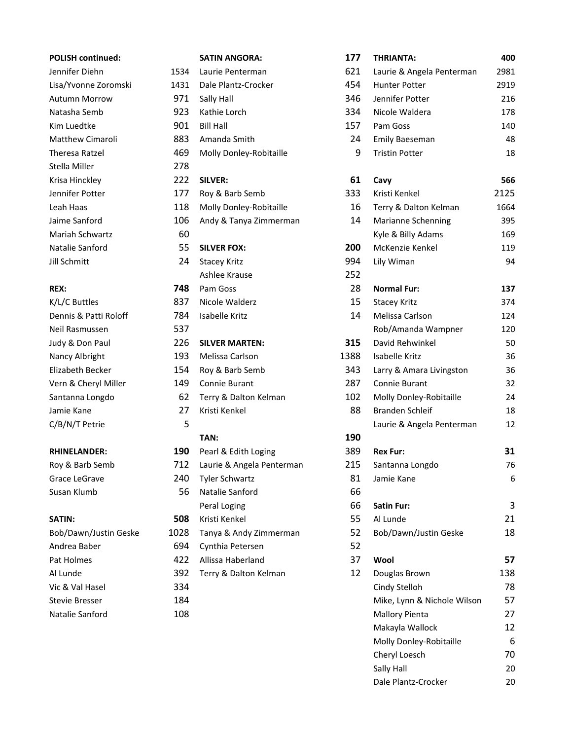| POLISH continued: | |
|---|---|
| Jennifer Diehn | 1534 |
| Lisa/Yvonne Zoromski | 1431 |
| Autumn Morrow | 971 |
| Natasha Semb | 923 |
| Kim Luedtke | 901 |
| Matthew Cimaroli | 883 |
| Theresa Ratzel | 469 |
| Stella Miller | 278 |
| Krisa Hinckley | 222 |
| Jennifer Potter | 177 |
| Leah Haas | 118 |
| Jaime Sanford | 106 |
| Mariah Schwartz | 60 |
| Natalie Sanford | 55 |
| Jill Schmitt | 24 |

| REX: | 748 |
|---|---|
| K/L/C Buttles | 837 |
| Dennis & Patti Roloff | 784 |
| Neil Rasmussen | 537 |
| Judy & Don Paul | 226 |
| Nancy Albright | 193 |
| Elizabeth Becker | 154 |
| Vern & Cheryl Miller | 149 |
| Santanna Longdo | 62 |
| Jamie Kane | 27 |
| C/B/N/T Petrie | 5 |

| RHINELANDER: | 190 |
|---|---|
| Roy & Barb Semb | 712 |
| Grace LeGrave | 240 |
| Susan Klumb | 56 |

| SATIN: | 508 |
|---|---|
| Bob/Dawn/Justin Geske | 1028 |
| Andrea Baber | 694 |
| Pat Holmes | 422 |
| Al Lunde | 392 |
| Vic & Val Hasel | 334 |
| Stevie Bresser | 184 |
| Natalie Sanford | 108 |

| SATIN ANGORA: | 177 |
|---|---|
| Laurie Penterman | 621 |
| Dale Plantz-Crocker | 454 |
| Sally Hall | 346 |
| Kathie Lorch | 334 |
| Bill Hall | 157 |
| Amanda Smith | 24 |
| Molly Donley-Robitaille | 9 |

| SILVER: | 61 |
|---|---|
| Roy & Barb Semb | 333 |
| Molly Donley-Robitaille | 16 |
| Andy & Tanya Zimmerman | 14 |

| SILVER FOX: | 200 |
|---|---|
| Stacey Kritz | 994 |
| Ashlee Krause | 252 |
| Pam Goss | 28 |
| Nicole Walderz | 15 |
| Isabelle Kritz | 14 |

| SILVER MARTEN: | 315 |
|---|---|
| Melissa Carlson | 1388 |
| Roy & Barb Semb | 343 |
| Connie Burant | 287 |
| Terry & Dalton Kelman | 102 |
| Kristi Kenkel | 88 |

| TAN: | 190 |
|---|---|
| Pearl & Edith Loging | 389 |
| Laurie & Angela Penterman | 215 |
| Tyler Schwartz | 81 |
| Natalie Sanford | 66 |
| Peral Loging | 66 |
| Kristi Kenkel | 55 |
| Tanya & Andy Zimmerman | 52 |
| Cynthia Petersen | 52 |
| Allissa Haberland | 37 |
| Terry & Dalton Kelman | 12 |

| THRIANTA: | 400 |
|---|---|
| Laurie & Angela Penterman | 2981 |
| Hunter Potter | 2919 |
| Jennifer Potter | 216 |
| Nicole Waldera | 178 |
| Pam Goss | 140 |
| Emily Baeseman | 48 |
| Tristin Potter | 18 |

| Cavy | 566 |
|---|---|
| Kristi Kenkel | 2125 |
| Terry & Dalton Kelman | 1664 |
| Marianne Schenning | 395 |
| Kyle & Billy Adams | 169 |
| McKenzie Kenkel | 119 |
| Lily Wiman | 94 |

| Normal Fur: | 137 |
|---|---|
| Stacey Kritz | 374 |
| Melissa Carlson | 124 |
| Rob/Amanda Wampner | 120 |
| David Rehwinkel | 50 |
| Isabelle Kritz | 36 |
| Larry & Amara Livingston | 36 |
| Connie Burant | 32 |
| Molly Donley-Robitaille | 24 |
| Branden Schleif | 18 |
| Laurie & Angela Penterman | 12 |

| Rex Fur: | 31 |
|---|---|
| Santanna Longdo | 76 |
| Jamie Kane | 6 |

| Satin Fur: | 3 |
|---|---|
| Al Lunde | 21 |
| Bob/Dawn/Justin Geske | 18 |

| Wool | 57 |
|---|---|
| Douglas Brown | 138 |
| Cindy Stelloh | 78 |
| Mike, Lynn & Nichole Wilson | 57 |
| Mallory Pienta | 27 |
| Makayla Wallock | 12 |
| Molly Donley-Robitaille | 6 |
| Cheryl Loesch | 70 |
| Sally Hall | 20 |
| Dale Plantz-Crocker | 20 |